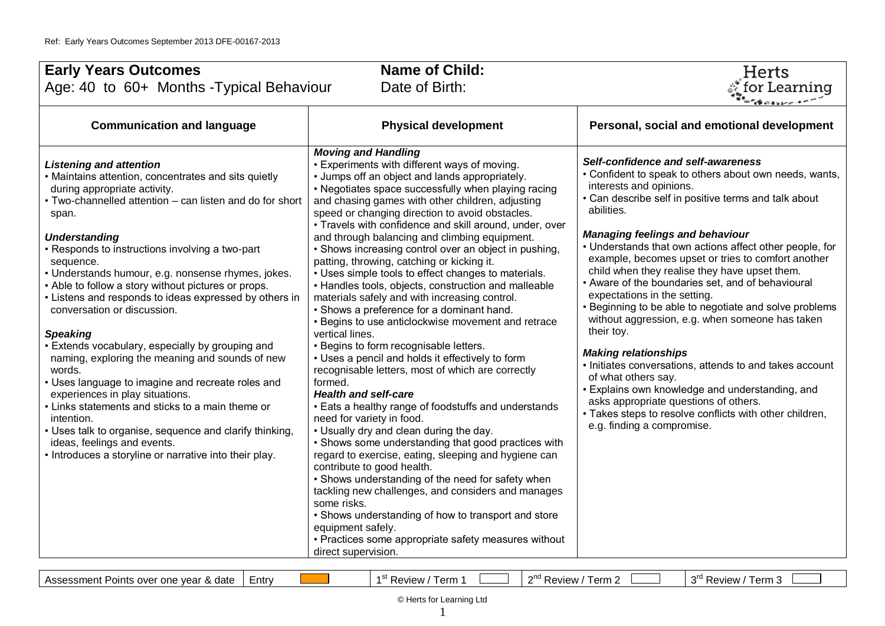Ref: Early Years Outcomes September 2013 DFE-00167-2013

**Early Years Outcomes**
Age: 40 to 60+ Months -Typical Behaviour

**Name of Child:**
Date of Birth:

Herts for Learning

| Communication and language | Physical development | Personal, social and emotional development |
|---|---|---|
| ***Listening and attention***<br>• Maintains attention, concentrates and sits quietly during appropriate activity.<br>• Two-channelled attention – can listen and do for short span.<br><br>***Understanding***<br>• Responds to instructions involving a two-part sequence.<br>• Understands humour, e.g. nonsense rhymes, jokes.<br>• Able to follow a story without pictures or props.<br>• Listens and responds to ideas expressed by others in conversation or discussion.<br><br>***Speaking***<br>• Extends vocabulary, especially by grouping and naming, exploring the meaning and sounds of new words.<br>• Uses language to imagine and recreate roles and experiences in play situations.<br>• Links statements and sticks to a main theme or intention.<br>• Uses talk to organise, sequence and clarify thinking, ideas, feelings and events.<br>• Introduces a storyline or narrative into their play. | ***Moving and Handling***<br>• Experiments with different ways of moving.<br>• Jumps off an object and lands appropriately.<br>• Negotiates space successfully when playing racing and chasing games with other children, adjusting speed or changing direction to avoid obstacles.<br>• Travels with confidence and skill around, under, over and through balancing and climbing equipment.<br>• Shows increasing control over an object in pushing, patting, throwing, catching or kicking it.<br>• Uses simple tools to effect changes to materials.<br>• Handles tools, objects, construction and malleable materials safely and with increasing control.<br>• Shows a preference for a dominant hand.<br>• Begins to use anticlockwise movement and retrace vertical lines.<br>• Begins to form recognisable letters.<br>• Uses a pencil and holds it effectively to form recognisable letters, most of which are correctly formed.<br>***Health and self-care***<br>• Eats a healthy range of foodstuffs and understands need for variety in food.<br>• Usually dry and clean during the day.<br>• Shows some understanding that good practices with regard to exercise, eating, sleeping and hygiene can contribute to good health.<br>• Shows understanding of the need for safety when tackling new challenges, and considers and manages some risks.<br>• Shows understanding of how to transport and store equipment safely.<br>• Practices some appropriate safety measures without direct supervision. | ***Self-confidence and self-awareness***<br>• Confident to speak to others about own needs, wants, interests and opinions.<br>• Can describe self in positive terms and talk about abilities.<br><br>***Managing feelings and behaviour***<br>• Understands that own actions affect other people, for example, becomes upset or tries to comfort another child when they realise they have upset them.<br>• Aware of the boundaries set, and of behavioural expectations in the setting.<br>• Beginning to be able to negotiate and solve problems without aggression, e.g. when someone has taken their toy.<br><br>***Making relationships***<br>• Initiates conversations, attends to and takes account of what others say.<br>• Explains own knowledge and understanding, and asks appropriate questions of others.<br>• Takes steps to resolve conflicts with other children, e.g. finding a compromise. |

| Assessment Points over one year & date | Entry | 1st Review / Term 1 | 2nd Review / Term 2 | 3rd Review / Term 3 |
|---|---|---|---|---|

© Herts for Learning Ltd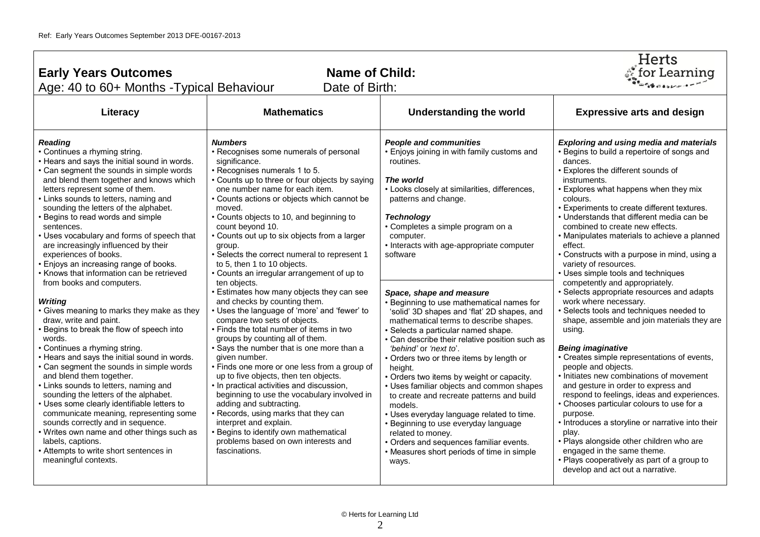Ref: Early Years Outcomes September 2013 DFE-00167-2013

# Early Years Outcomes

Age: 40 to 60+ Months -Typical Behaviour

**Name of Child:**

Date of Birth:

Herts for Learning

| Literacy | Mathematics | Understanding the world | Expressive arts and design |
|---|---|---|---|
| ***Reading***<br>• Continues a rhyming string.<br>• Hears and says the initial sound in words.<br>• Can segment the sounds in simple words and blend them together and knows which letters represent some of them.<br>• Links sounds to letters, naming and sounding the letters of the alphabet.<br>• Begins to read words and simple sentences.<br>• Uses vocabulary and forms of speech that are increasingly influenced by their experiences of books.<br>• Enjoys an increasing range of books.<br>• Knows that information can be retrieved from books and computers.<br><br>***Writing***<br>• Gives meaning to marks they make as they draw, write and paint.<br>• Begins to break the flow of speech into words.<br>• Continues a rhyming string.<br>• Hears and says the initial sound in words.<br>• Can segment the sounds in simple words and blend them together.<br>• Links sounds to letters, naming and sounding the letters of the alphabet.<br>• Uses some clearly identifiable letters to communicate meaning, representing some sounds correctly and in sequence.<br>• Writes own name and other things such as labels, captions.<br>• Attempts to write short sentences in meaningful contexts. | ***Numbers***<br>• Recognises some numerals of personal significance.<br>• Recognises numerals 1 to 5.<br>• Counts up to three or four objects by saying one number name for each item.<br>• Counts actions or objects which cannot be moved.<br>• Counts objects to 10, and beginning to count beyond 10.<br>• Counts out up to six objects from a larger group.<br>• Selects the correct numeral to represent 1 to 5, then 1 to 10 objects.<br>• Counts an irregular arrangement of up to ten objects.<br>• Estimates how many objects they can see and checks by counting them.<br>• Uses the language of 'more' and 'fewer' to compare two sets of objects.<br>• Finds the total number of items in two groups by counting all of them.<br>• Says the number that is one more than a given number.<br>• Finds one more or one less from a group of up to five objects, then ten objects.<br>• In practical activities and discussion, beginning to use the vocabulary involved in adding and subtracting.<br>• Records, using marks that they can interpret and explain.<br>• Begins to identify own mathematical problems based on own interests and fascinations. | ***People and communities***<br>• Enjoys joining in with family customs and routines.<br><br>***The world***<br>• Looks closely at similarities, differences, patterns and change.<br><br>***Technology***<br>• Completes a simple program on a computer.<br>• Interacts with age-appropriate computer software<br><br>***Space, shape and measure***<br>• Beginning to use mathematical names for 'solid' 3D shapes and 'flat' 2D shapes, and mathematical terms to describe shapes.<br>• Selects a particular named shape.<br>• Can describe their relative position such as *'behind'* or *'next to'*.<br>• Orders two or three items by length or height.<br>• Orders two items by weight or capacity.<br>• Uses familiar objects and common shapes to create and recreate patterns and build models.<br>• Uses everyday language related to time.<br>• Beginning to use everyday language related to money.<br>• Orders and sequences familiar events.<br>• Measures short periods of time in simple ways. | ***Exploring and using media and materials***<br>• Begins to build a repertoire of songs and dances.<br>• Explores the different sounds of instruments.<br>• Explores what happens when they mix colours.<br>• Experiments to create different textures.<br>• Understands that different media can be combined to create new effects.<br>• Manipulates materials to achieve a planned effect.<br>• Constructs with a purpose in mind, using a variety of resources.<br>• Uses simple tools and techniques competently and appropriately.<br>• Selects appropriate resources and adapts work where necessary.<br>• Selects tools and techniques needed to shape, assemble and join materials they are using.<br><br>***Being imaginative***<br>• Creates simple representations of events, people and objects.<br>• Initiates new combinations of movement and gesture in order to express and respond to feelings, ideas and experiences.<br>• Chooses particular colours to use for a purpose.<br>• Introduces a storyline or narrative into their play.<br>• Plays alongside other children who are engaged in the same theme.<br>• Plays cooperatively as part of a group to develop and act out a narrative. |

© Herts for Learning Ltd